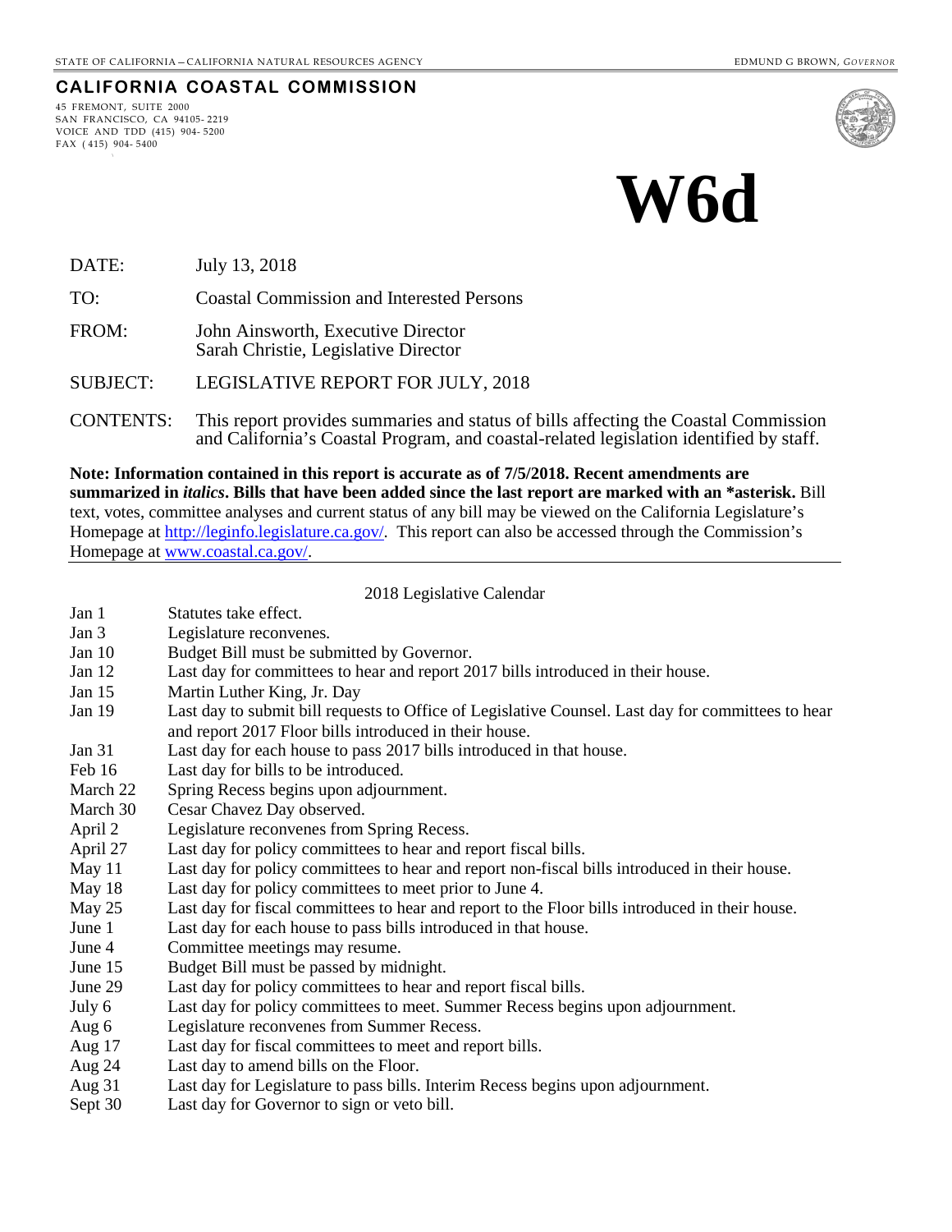STATE OF CALIFORNIA – CALIFORNIA NATURAL RESOURCES AGENCY EDMUND G BROWN, *GOVERNOR*

**CALIFORNIA COASTAL COMMISSION**

45 FREMONT, SUITE 2000
SAN FRANCISCO, CA 94105- 2219
VOICE AND TDD (415) 904- 5200
FAX ( 415) 904- 5400

# W6d

| | |
|---|---|
| DATE: | July 13, 2018 |
| TO: | Coastal Commission and Interested Persons |
| FROM: | John Ainsworth, Executive Director<br>Sarah Christie, Legislative Director |
| SUBJECT: | LEGISLATIVE REPORT FOR JULY, 2018 |
| CONTENTS: | This report provides summaries and status of bills affecting the Coastal Commission and California's Coastal Program, and coastal-related legislation identified by staff. |

**Note: Information contained in this report is accurate as of 7/5/2018. Recent amendments are summarized in *italics*. Bills that have been added since the last report are marked with an *asterisk.** Bill text, votes, committee analyses and current status of any bill may be viewed on the California Legislature's Homepage at http://leginfo.legislature.ca.gov/. This report can also be accessed through the Commission's Homepage at www.coastal.ca.gov/.

2018 Legislative Calendar

| | |
|---|---|
| Jan 1 | Statutes take effect. |
| Jan 3 | Legislature reconvenes. |
| Jan 10 | Budget Bill must be submitted by Governor. |
| Jan 12 | Last day for committees to hear and report 2017 bills introduced in their house. |
| Jan 15 | Martin Luther King, Jr. Day |
| Jan 19 | Last day to submit bill requests to Office of Legislative Counsel. Last day for committees to hear and report 2017 Floor bills introduced in their house. |
| Jan 31 | Last day for each house to pass 2017 bills introduced in that house. |
| Feb 16 | Last day for bills to be introduced. |
| March 22 | Spring Recess begins upon adjournment. |
| March 30 | Cesar Chavez Day observed. |
| April 2 | Legislature reconvenes from Spring Recess. |
| April 27 | Last day for policy committees to hear and report fiscal bills. |
| May 11 | Last day for policy committees to hear and report non-fiscal bills introduced in their house. |
| May 18 | Last day for policy committees to meet prior to June 4. |
| May 25 | Last day for fiscal committees to hear and report to the Floor bills introduced in their house. |
| June 1 | Last day for each house to pass bills introduced in that house. |
| June 4 | Committee meetings may resume. |
| June 15 | Budget Bill must be passed by midnight. |
| June 29 | Last day for policy committees to hear and report fiscal bills. |
| July 6 | Last day for policy committees to meet. Summer Recess begins upon adjournment. |
| Aug 6 | Legislature reconvenes from Summer Recess. |
| Aug 17 | Last day for fiscal committees to meet and report bills. |
| Aug 24 | Last day to amend bills on the Floor. |
| Aug 31 | Last day for Legislature to pass bills. Interim Recess begins upon adjournment. |
| Sept 30 | Last day for Governor to sign or veto bill. |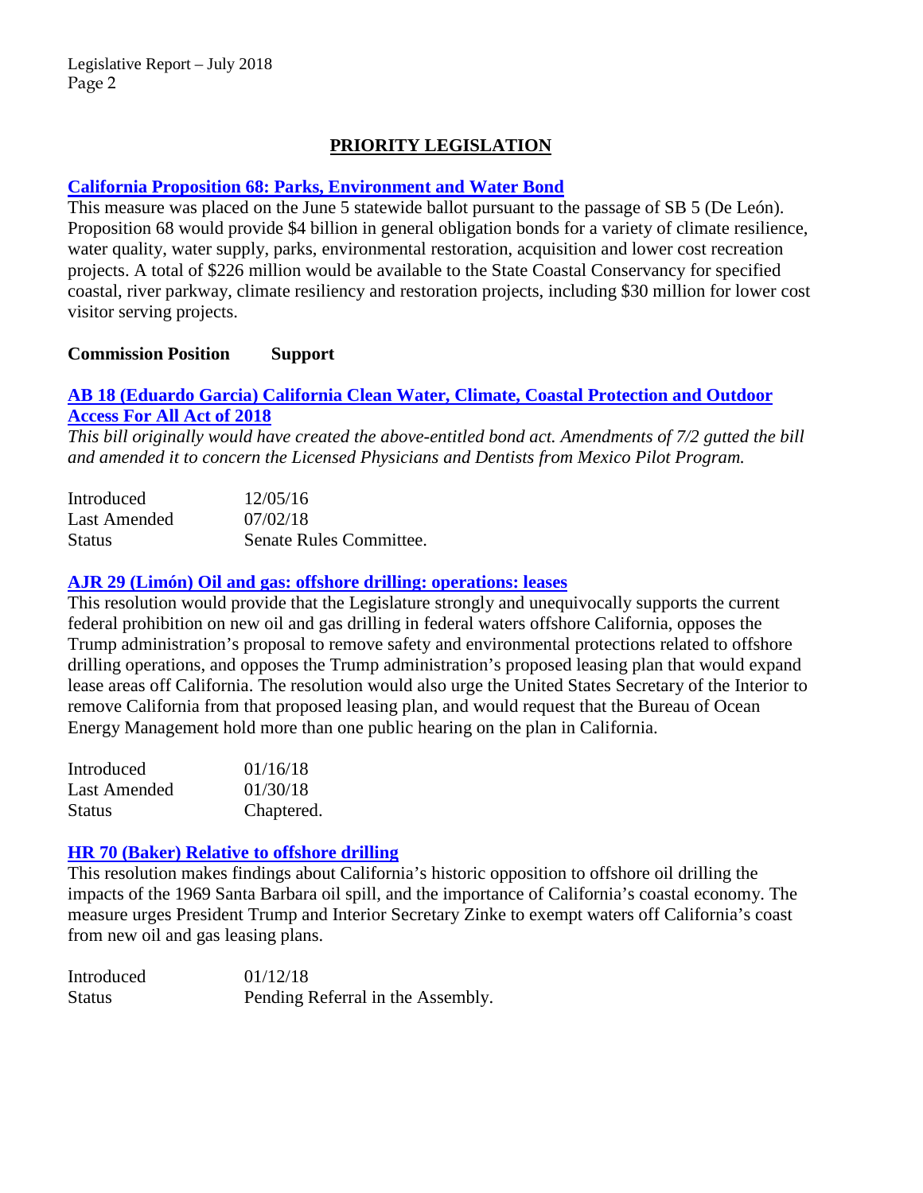## PRIORITY LEGISLATION

### California Proposition 68: Parks, Environment and Water Bond

This measure was placed on the June 5 statewide ballot pursuant to the passage of SB 5 (De León). Proposition 68 would provide $4 billion in general obligation bonds for a variety of climate resilience, water quality, water supply, parks, environmental restoration, acquisition and lower cost recreation projects. A total of $226 million would be available to the State Coastal Conservancy for specified coastal, river parkway, climate resiliency and restoration projects, including $30 million for lower cost visitor serving projects.

**Commission Position Support**

### AB 18 (Eduardo Garcia) California Clean Water, Climate, Coastal Protection and Outdoor Access For All Act of 2018

*This bill originally would have created the above-entitled bond act. Amendments of 7/2 gutted the bill and amended it to concern the Licensed Physicians and Dentists from Mexico Pilot Program.*

| | |
|---|---|
| Introduced | 12/05/16 |
| Last Amended | 07/02/18 |
| Status | Senate Rules Committee. |

### AJR 29 (Limón) Oil and gas: offshore drilling: operations: leases

This resolution would provide that the Legislature strongly and unequivocally supports the current federal prohibition on new oil and gas drilling in federal waters offshore California, opposes the Trump administration's proposal to remove safety and environmental protections related to offshore drilling operations, and opposes the Trump administration's proposed leasing plan that would expand lease areas off California. The resolution would also urge the United States Secretary of the Interior to remove California from that proposed leasing plan, and would request that the Bureau of Ocean Energy Management hold more than one public hearing on the plan in California.

| | |
|---|---|
| Introduced | 01/16/18 |
| Last Amended | 01/30/18 |
| Status | Chaptered. |

### HR 70 (Baker) Relative to offshore drilling

This resolution makes findings about California's historic opposition to offshore oil drilling the impacts of the 1969 Santa Barbara oil spill, and the importance of California's coastal economy. The measure urges President Trump and Interior Secretary Zinke to exempt waters off California's coast from new oil and gas leasing plans.

| | |
|---|---|
| Introduced | 01/12/18 |
| Status | Pending Referral in the Assembly. |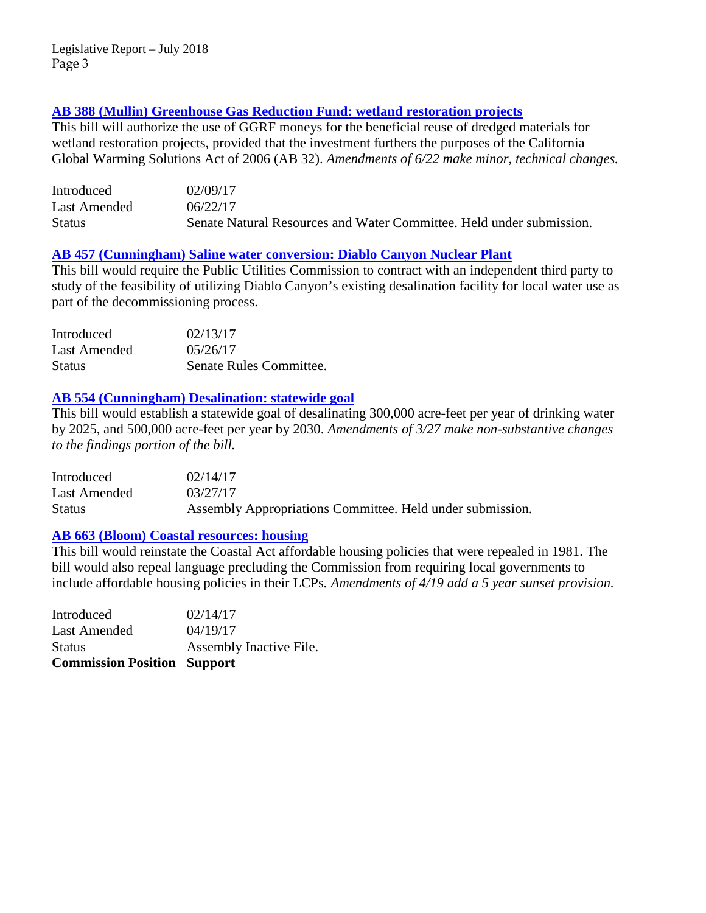### AB 388 (Mullin) Greenhouse Gas Reduction Fund: wetland restoration projects

This bill will authorize the use of GGRF moneys for the beneficial reuse of dredged materials for wetland restoration projects, provided that the investment furthers the purposes of the California Global Warming Solutions Act of 2006 (AB 32). *Amendments of 6/22 make minor, technical changes.*

| | |
|---|---|
| Introduced | 02/09/17 |
| Last Amended | 06/22/17 |
| Status | Senate Natural Resources and Water Committee. Held under submission. |

### AB 457 (Cunningham) Saline water conversion: Diablo Canyon Nuclear Plant

This bill would require the Public Utilities Commission to contract with an independent third party to study of the feasibility of utilizing Diablo Canyon's existing desalination facility for local water use as part of the decommissioning process.

| | |
|---|---|
| Introduced | 02/13/17 |
| Last Amended | 05/26/17 |
| Status | Senate Rules Committee. |

### AB 554 (Cunningham) Desalination: statewide goal

This bill would establish a statewide goal of desalinating 300,000 acre-feet per year of drinking water by 2025, and 500,000 acre-feet per year by 2030. *Amendments of 3/27 make non-substantive changes to the findings portion of the bill.*

| | |
|---|---|
| Introduced | 02/14/17 |
| Last Amended | 03/27/17 |
| Status | Assembly Appropriations Committee. Held under submission. |

### AB 663 (Bloom) Coastal resources: housing

This bill would reinstate the Coastal Act affordable housing policies that were repealed in 1981. The bill would also repeal language precluding the Commission from requiring local governments to include affordable housing policies in their LCPs. *Amendments of 4/19 add a 5 year sunset provision.*

| | |
|---|---|
| Introduced | 02/14/17 |
| Last Amended | 04/19/17 |
| Status | Assembly Inactive File. |
| **Commission Position** | **Support** |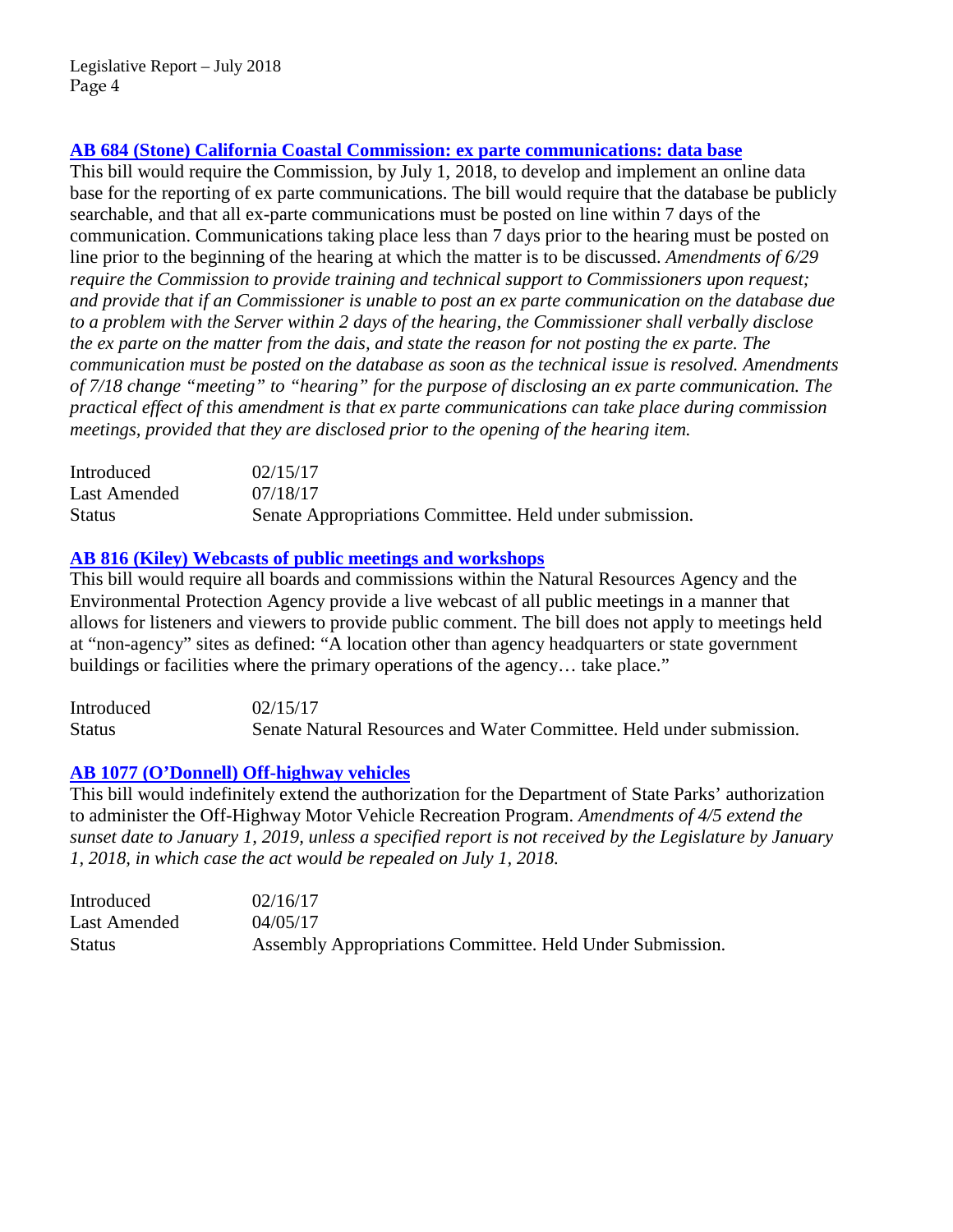### [AB 684 (Stone) California Coastal Commission: ex parte communications: data base]

This bill would require the Commission, by July 1, 2018, to develop and implement an online data base for the reporting of ex parte communications. The bill would require that the database be publicly searchable, and that all ex-parte communications must be posted on line within 7 days of the communication. Communications taking place less than 7 days prior to the hearing must be posted on line prior to the beginning of the hearing at which the matter is to be discussed. *Amendments of 6/29 require the Commission to provide training and technical support to Commissioners upon request; and provide that if an Commissioner is unable to post an ex parte communication on the database due to a problem with the Server within 2 days of the hearing, the Commissioner shall verbally disclose the ex parte on the matter from the dais, and state the reason for not posting the ex parte. The communication must be posted on the database as soon as the technical issue is resolved. Amendments of 7/18 change "meeting" to "hearing" for the purpose of disclosing an ex parte communication. The practical effect of this amendment is that ex parte communications can take place during commission meetings, provided that they are disclosed prior to the opening of the hearing item.*

| | |
|---|---|
| Introduced | 02/15/17 |
| Last Amended | 07/18/17 |
| Status | Senate Appropriations Committee. Held under submission. |

### [AB 816 (Kiley) Webcasts of public meetings and workshops]

This bill would require all boards and commissions within the Natural Resources Agency and the Environmental Protection Agency provide a live webcast of all public meetings in a manner that allows for listeners and viewers to provide public comment. The bill does not apply to meetings held at "non-agency" sites as defined: "A location other than agency headquarters or state government buildings or facilities where the primary operations of the agency… take place."

| | |
|---|---|
| Introduced | 02/15/17 |
| Status | Senate Natural Resources and Water Committee. Held under submission. |

### [AB 1077 (O'Donnell) Off-highway vehicles]

This bill would indefinitely extend the authorization for the Department of State Parks' authorization to administer the Off-Highway Motor Vehicle Recreation Program. *Amendments of 4/5 extend the sunset date to January 1, 2019, unless a specified report is not received by the Legislature by January 1, 2018, in which case the act would be repealed on July 1, 2018.*

| | |
|---|---|
| Introduced | 02/16/17 |
| Last Amended | 04/05/17 |
| Status | Assembly Appropriations Committee. Held Under Submission. |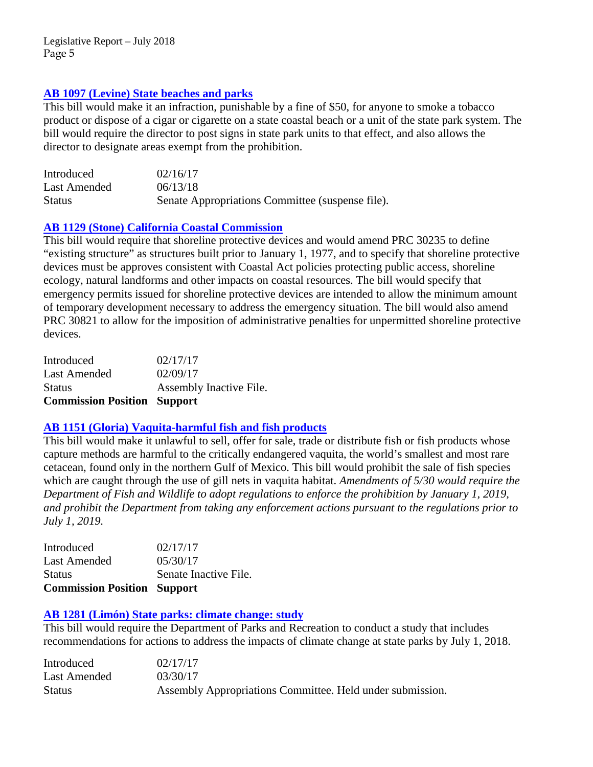### AB 1097 (Levine) State beaches and parks

This bill would make it an infraction, punishable by a fine of $50, for anyone to smoke a tobacco product or dispose of a cigar or cigarette on a state coastal beach or a unit of the state park system. The bill would require the director to post signs in state park units to that effect, and also allows the director to designate areas exempt from the prohibition.

| | |
|---|---|
| Introduced | 02/16/17 |
| Last Amended | 06/13/18 |
| Status | Senate Appropriations Committee (suspense file). |

### AB 1129 (Stone) California Coastal Commission

This bill would require that shoreline protective devices and would amend PRC 30235 to define "existing structure" as structures built prior to January 1, 1977, and to specify that shoreline protective devices must be approves consistent with Coastal Act policies protecting public access, shoreline ecology, natural landforms and other impacts on coastal resources. The bill would specify that emergency permits issued for shoreline protective devices are intended to allow the minimum amount of temporary development necessary to address the emergency situation. The bill would also amend PRC 30821 to allow for the imposition of administrative penalties for unpermitted shoreline protective devices.

| | |
|---|---|
| Introduced | 02/17/17 |
| Last Amended | 02/09/17 |
| Status | Assembly Inactive File. |
| **Commission Position** | **Support** |

### AB 1151 (Gloria) Vaquita-harmful fish and fish products

This bill would make it unlawful to sell, offer for sale, trade or distribute fish or fish products whose capture methods are harmful to the critically endangered vaquita, the world's smallest and most rare cetacean, found only in the northern Gulf of Mexico. This bill would prohibit the sale of fish species which are caught through the use of gill nets in vaquita habitat. *Amendments of 5/30 would require the Department of Fish and Wildlife to adopt regulations to enforce the prohibition by January 1, 2019, and prohibit the Department from taking any enforcement actions pursuant to the regulations prior to July 1, 2019.*

| | |
|---|---|
| Introduced | 02/17/17 |
| Last Amended | 05/30/17 |
| Status | Senate Inactive File. |
| **Commission Position** | **Support** |

### AB 1281 (Limón) State parks: climate change: study

This bill would require the Department of Parks and Recreation to conduct a study that includes recommendations for actions to address the impacts of climate change at state parks by July 1, 2018.

| | |
|---|---|
| Introduced | 02/17/17 |
| Last Amended | 03/30/17 |
| Status | Assembly Appropriations Committee. Held under submission. |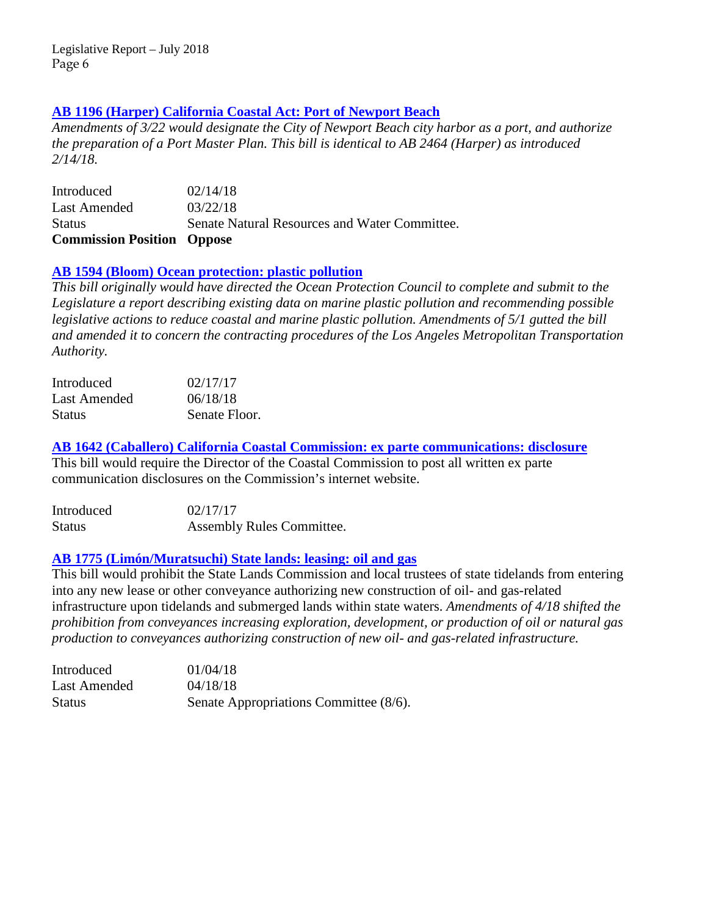### AB 1196 (Harper) California Coastal Act: Port of Newport Beach

*Amendments of 3/22 would designate the City of Newport Beach city harbor as a port, and authorize the preparation of a Port Master Plan. This bill is identical to AB 2464 (Harper) as introduced 2/14/18.*

| | |
|---|---|
| Introduced | 02/14/18 |
| Last Amended | 03/22/18 |
| Status | Senate Natural Resources and Water Committee. |
| **Commission Position** | **Oppose** |

### AB 1594 (Bloom) Ocean protection: plastic pollution

*This bill originally would have directed the Ocean Protection Council to complete and submit to the Legislature a report describing existing data on marine plastic pollution and recommending possible legislative actions to reduce coastal and marine plastic pollution. Amendments of 5/1 gutted the bill and amended it to concern the contracting procedures of the Los Angeles Metropolitan Transportation Authority.*

| | |
|---|---|
| Introduced | 02/17/17 |
| Last Amended | 06/18/18 |
| Status | Senate Floor. |

### AB 1642 (Caballero) California Coastal Commission: ex parte communications: disclosure

This bill would require the Director of the Coastal Commission to post all written ex parte communication disclosures on the Commission's internet website.

| | |
|---|---|
| Introduced | 02/17/17 |
| Status | Assembly Rules Committee. |

### AB 1775 (Limón/Muratsuchi) State lands: leasing: oil and gas

This bill would prohibit the State Lands Commission and local trustees of state tidelands from entering into any new lease or other conveyance authorizing new construction of oil- and gas-related infrastructure upon tidelands and submerged lands within state waters. *Amendments of 4/18 shifted the prohibition from conveyances increasing exploration, development, or production of oil or natural gas production to conveyances authorizing construction of new oil- and gas-related infrastructure.*

| | |
|---|---|
| Introduced | 01/04/18 |
| Last Amended | 04/18/18 |
| Status | Senate Appropriations Committee (8/6). |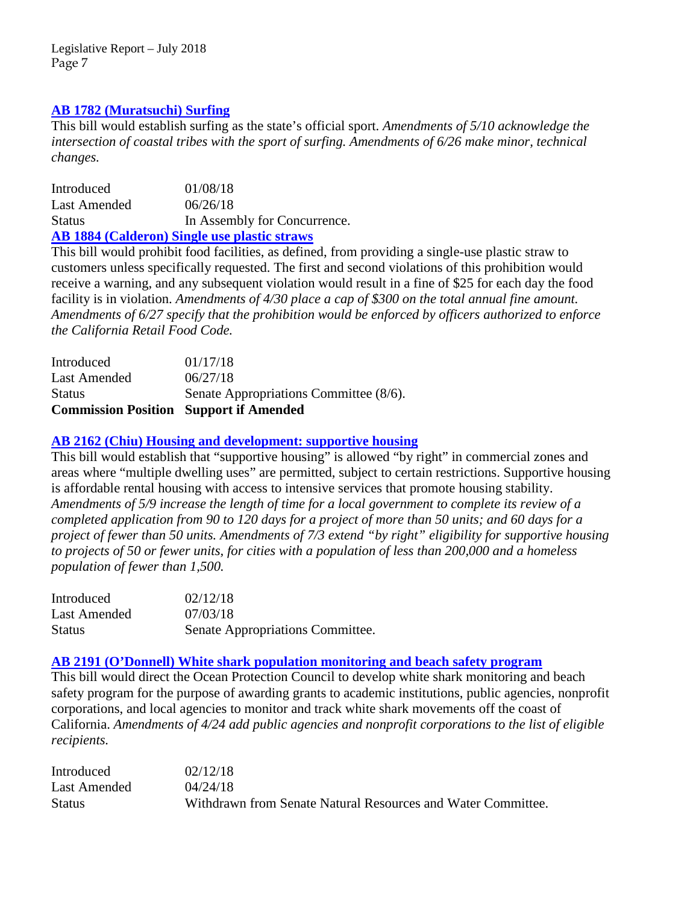**[AB 1782 (Muratsuchi) Surfing]**

This bill would establish surfing as the state's official sport. *Amendments of 5/10 acknowledge the intersection of coastal tribes with the sport of surfing. Amendments of 6/26 make minor, technical changes.*

| | |
|---|---|
| Introduced | 01/08/18 |
| Last Amended | 06/26/18 |
| Status | In Assembly for Concurrence. |

**[AB 1884 (Calderon) Single use plastic straws]**

This bill would prohibit food facilities, as defined, from providing a single-use plastic straw to customers unless specifically requested. The first and second violations of this prohibition would receive a warning, and any subsequent violation would result in a fine of $25 for each day the food facility is in violation. *Amendments of 4/30 place a cap of $300 on the total annual fine amount. Amendments of 6/27 specify that the prohibition would be enforced by officers authorized to enforce the California Retail Food Code.*

| | |
|---|---|
| Introduced | 01/17/18 |
| Last Amended | 06/27/18 |
| Status | Senate Appropriations Committee (8/6). |
| **Commission Position** | **Support if Amended** |

**[AB 2162 (Chiu) Housing and development: supportive housing]**

This bill would establish that "supportive housing" is allowed "by right" in commercial zones and areas where "multiple dwelling uses" are permitted, subject to certain restrictions. Supportive housing is affordable rental housing with access to intensive services that promote housing stability. *Amendments of 5/9 increase the length of time for a local government to complete its review of a completed application from 90 to 120 days for a project of more than 50 units; and 60 days for a project of fewer than 50 units. Amendments of 7/3 extend "by right" eligibility for supportive housing to projects of 50 or fewer units, for cities with a population of less than 200,000 and a homeless population of fewer than 1,500.*

| | |
|---|---|
| Introduced | 02/12/18 |
| Last Amended | 07/03/18 |
| Status | Senate Appropriations Committee. |

**[AB 2191 (O'Donnell) White shark population monitoring and beach safety program]**

This bill would direct the Ocean Protection Council to develop white shark monitoring and beach safety program for the purpose of awarding grants to academic institutions, public agencies, nonprofit corporations, and local agencies to monitor and track white shark movements off the coast of California. *Amendments of 4/24 add public agencies and nonprofit corporations to the list of eligible recipients.*

| | |
|---|---|
| Introduced | 02/12/18 |
| Last Amended | 04/24/18 |
| Status | Withdrawn from Senate Natural Resources and Water Committee. |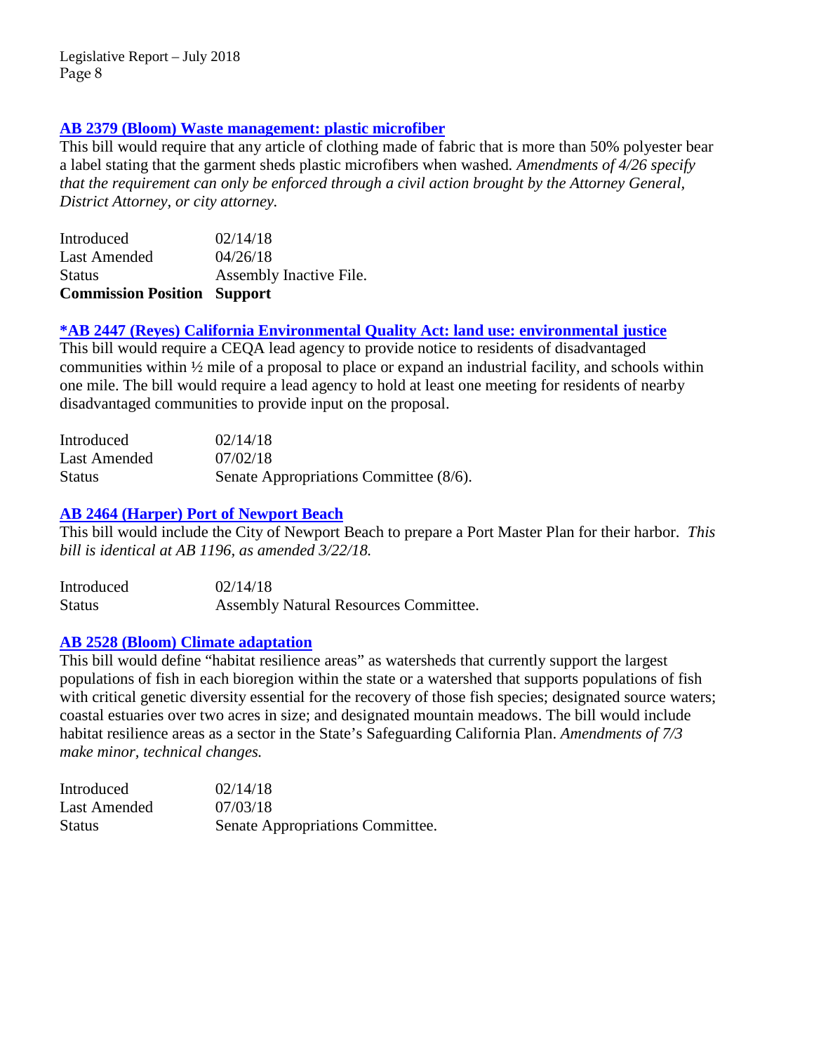### AB 2379 (Bloom) Waste management: plastic microfiber

This bill would require that any article of clothing made of fabric that is more than 50% polyester bear a label stating that the garment sheds plastic microfibers when washed. *Amendments of 4/26 specify that the requirement can only be enforced through a civil action brought by the Attorney General, District Attorney, or city attorney.*

| | |
|---|---|
| Introduced | 02/14/18 |
| Last Amended | 04/26/18 |
| Status | Assembly Inactive File. |
| **Commission Position** | **Support** |

### *AB 2447 (Reyes) California Environmental Quality Act: land use: environmental justice

This bill would require a CEQA lead agency to provide notice to residents of disadvantaged communities within ½ mile of a proposal to place or expand an industrial facility, and schools within one mile. The bill would require a lead agency to hold at least one meeting for residents of nearby disadvantaged communities to provide input on the proposal.

| | |
|---|---|
| Introduced | 02/14/18 |
| Last Amended | 07/02/18 |
| Status | Senate Appropriations Committee (8/6). |

### AB 2464 (Harper) Port of Newport Beach

This bill would include the City of Newport Beach to prepare a Port Master Plan for their harbor. *This bill is identical at AB 1196, as amended 3/22/18.*

| | |
|---|---|
| Introduced | 02/14/18 |
| Status | Assembly Natural Resources Committee. |

### AB 2528 (Bloom) Climate adaptation

This bill would define "habitat resilience areas" as watersheds that currently support the largest populations of fish in each bioregion within the state or a watershed that supports populations of fish with critical genetic diversity essential for the recovery of those fish species; designated source waters; coastal estuaries over two acres in size; and designated mountain meadows. The bill would include habitat resilience areas as a sector in the State's Safeguarding California Plan. *Amendments of 7/3 make minor, technical changes.*

| | |
|---|---|
| Introduced | 02/14/18 |
| Last Amended | 07/03/18 |
| Status | Senate Appropriations Committee. |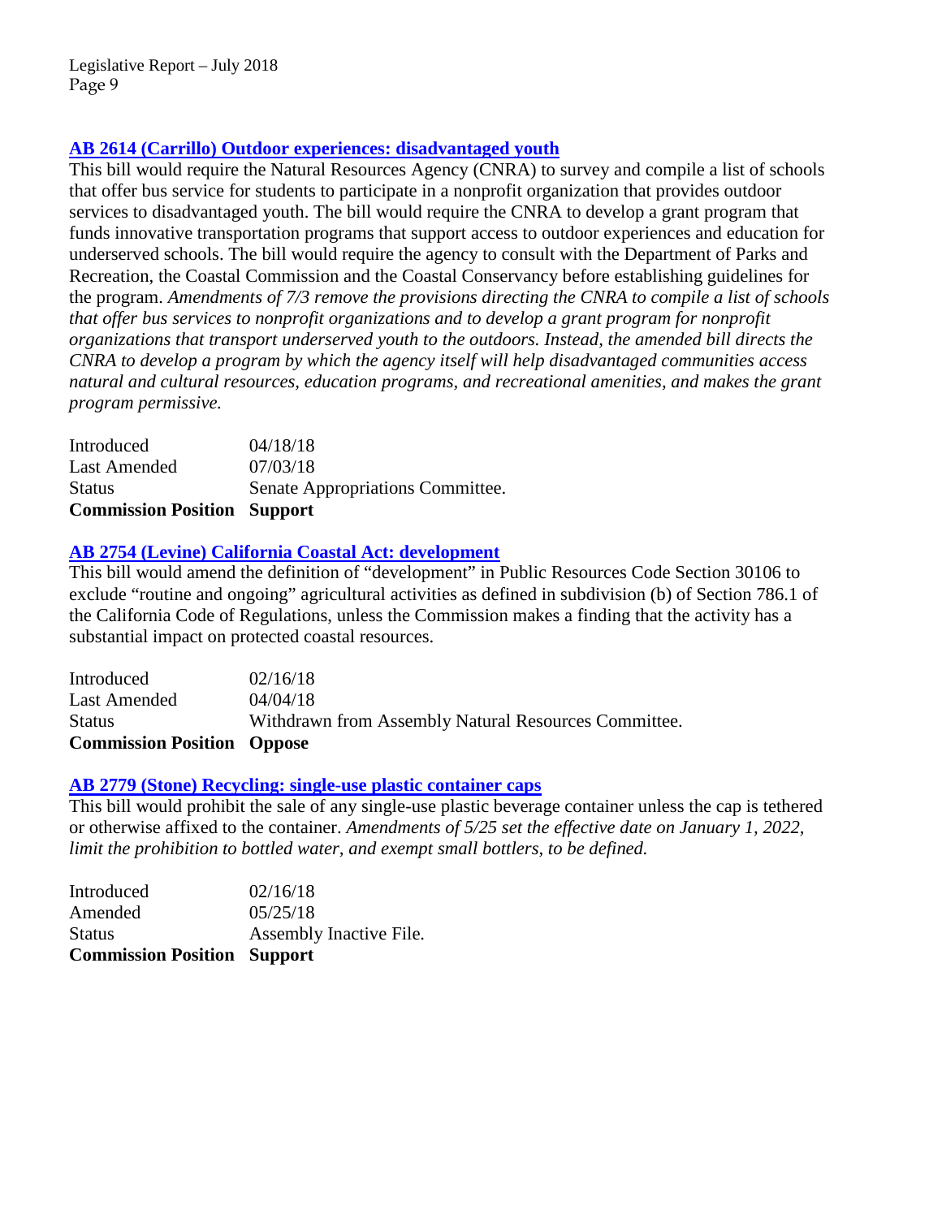### AB 2614 (Carrillo) Outdoor experiences: disadvantaged youth

This bill would require the Natural Resources Agency (CNRA) to survey and compile a list of schools that offer bus service for students to participate in a nonprofit organization that provides outdoor services to disadvantaged youth. The bill would require the CNRA to develop a grant program that funds innovative transportation programs that support access to outdoor experiences and education for underserved schools. The bill would require the agency to consult with the Department of Parks and Recreation, the Coastal Commission and the Coastal Conservancy before establishing guidelines for the program. *Amendments of 7/3 remove the provisions directing the CNRA to compile a list of schools that offer bus services to nonprofit organizations and to develop a grant program for nonprofit organizations that transport underserved youth to the outdoors. Instead, the amended bill directs the CNRA to develop a program by which the agency itself will help disadvantaged communities access natural and cultural resources, education programs, and recreational amenities, and makes the grant program permissive.*

| | |
|---|---|
| Introduced | 04/18/18 |
| Last Amended | 07/03/18 |
| Status | Senate Appropriations Committee. |
| **Commission Position** | **Support** |

### AB 2754 (Levine) California Coastal Act: development

This bill would amend the definition of "development" in Public Resources Code Section 30106 to exclude "routine and ongoing" agricultural activities as defined in subdivision (b) of Section 786.1 of the California Code of Regulations, unless the Commission makes a finding that the activity has a substantial impact on protected coastal resources.

| | |
|---|---|
| Introduced | 02/16/18 |
| Last Amended | 04/04/18 |
| Status | Withdrawn from Assembly Natural Resources Committee. |
| **Commission Position** | **Oppose** |

### AB 2779 (Stone) Recycling: single-use plastic container caps

This bill would prohibit the sale of any single-use plastic beverage container unless the cap is tethered or otherwise affixed to the container. *Amendments of 5/25 set the effective date on January 1, 2022, limit the prohibition to bottled water, and exempt small bottlers, to be defined.*

| | |
|---|---|
| Introduced | 02/16/18 |
| Amended | 05/25/18 |
| Status | Assembly Inactive File. |
| **Commission Position** | **Support** |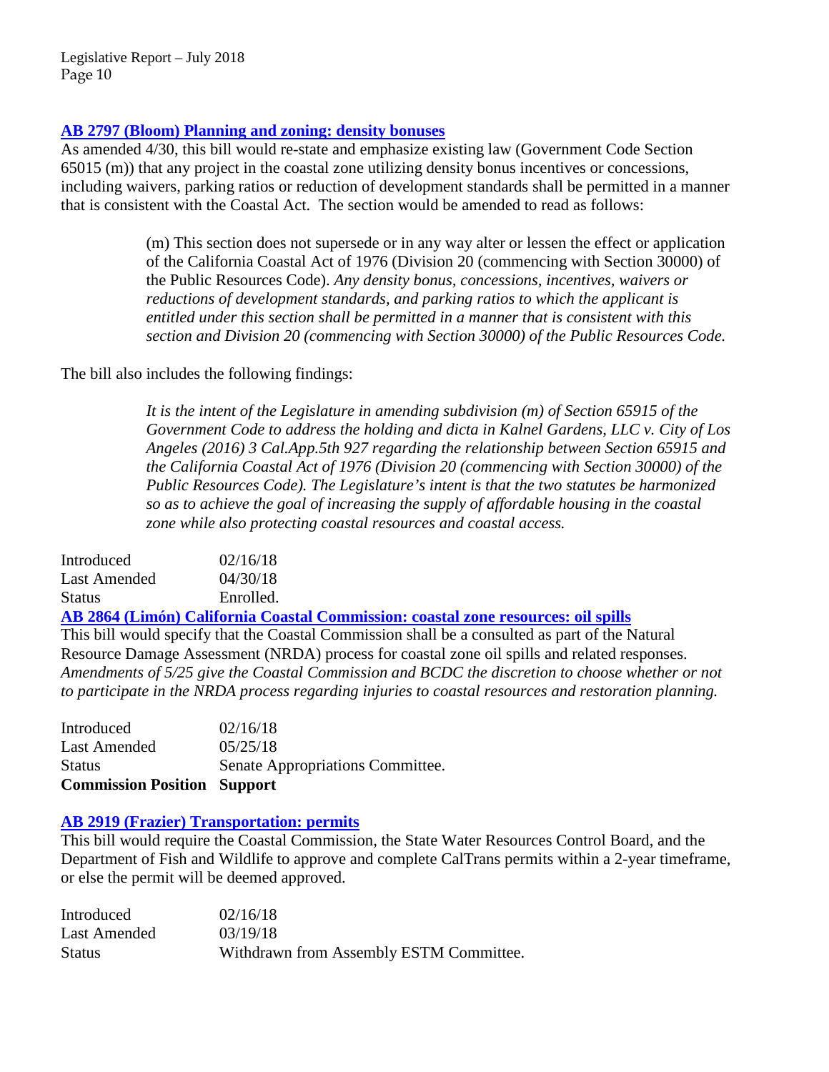### [AB 2797 (Bloom) Planning and zoning: density bonuses]

As amended 4/30, this bill would re-state and emphasize existing law (Government Code Section 65015 (m)) that any project in the coastal zone utilizing density bonus incentives or concessions, including waivers, parking ratios or reduction of development standards shall be permitted in a manner that is consistent with the Coastal Act. The section would be amended to read as follows:

> (m) This section does not supersede or in any way alter or lessen the effect or application of the California Coastal Act of 1976 (Division 20 (commencing with Section 30000) of the Public Resources Code). *Any density bonus, concessions, incentives, waivers or reductions of development standards, and parking ratios to which the applicant is entitled under this section shall be permitted in a manner that is consistent with this section and Division 20 (commencing with Section 30000) of the Public Resources Code.*

The bill also includes the following findings:

> *It is the intent of the Legislature in amending subdivision (m) of Section 65915 of the Government Code to address the holding and dicta in Kalnel Gardens, LLC v. City of Los Angeles (2016) 3 Cal.App.5th 927 regarding the relationship between Section 65915 and the California Coastal Act of 1976 (Division 20 (commencing with Section 30000) of the Public Resources Code). The Legislature's intent is that the two statutes be harmonized so as to achieve the goal of increasing the supply of affordable housing in the coastal zone while also protecting coastal resources and coastal access.*

| | |
|---|---|
| Introduced | 02/16/18 |
| Last Amended | 04/30/18 |
| Status | Enrolled. |

### [AB 2864 (Limón) California Coastal Commission: coastal zone resources: oil spills]

This bill would specify that the Coastal Commission shall be a consulted as part of the Natural Resource Damage Assessment (NRDA) process for coastal zone oil spills and related responses. *Amendments of 5/25 give the Coastal Commission and BCDC the discretion to choose whether or not to participate in the NRDA process regarding injuries to coastal resources and restoration planning.*

| | |
|---|---|
| Introduced | 02/16/18 |
| Last Amended | 05/25/18 |
| Status | Senate Appropriations Committee. |
| **Commission Position** | **Support** |

### [AB 2919 (Frazier) Transportation: permits]

This bill would require the Coastal Commission, the State Water Resources Control Board, and the Department of Fish and Wildlife to approve and complete CalTrans permits within a 2-year timeframe, or else the permit will be deemed approved.

| | |
|---|---|
| Introduced | 02/16/18 |
| Last Amended | 03/19/18 |
| Status | Withdrawn from Assembly ESTM Committee. |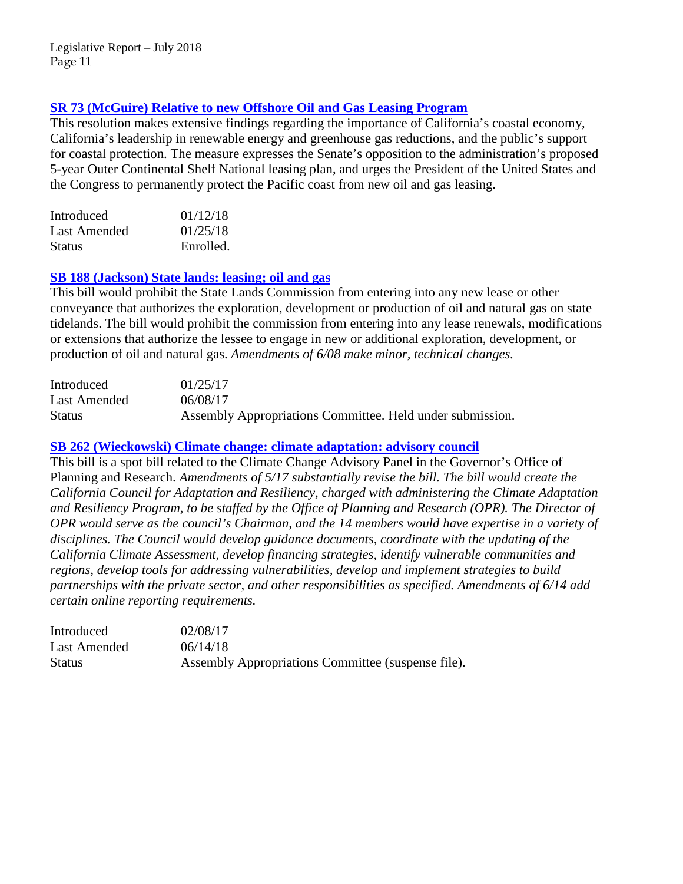### [SR 73 (McGuire) Relative to new Offshore Oil and Gas Leasing Program]

This resolution makes extensive findings regarding the importance of California's coastal economy, California's leadership in renewable energy and greenhouse gas reductions, and the public's support for coastal protection. The measure expresses the Senate's opposition to the administration's proposed 5-year Outer Continental Shelf National leasing plan, and urges the President of the United States and the Congress to permanently protect the Pacific coast from new oil and gas leasing.

| | |
|---|---|
| Introduced | 01/12/18 |
| Last Amended | 01/25/18 |
| Status | Enrolled. |

### [SB 188 (Jackson) State lands: leasing; oil and gas]

This bill would prohibit the State Lands Commission from entering into any new lease or other conveyance that authorizes the exploration, development or production of oil and natural gas on state tidelands. The bill would prohibit the commission from entering into any lease renewals, modifications or extensions that authorize the lessee to engage in new or additional exploration, development, or production of oil and natural gas. *Amendments of 6/08 make minor, technical changes.*

| | |
|---|---|
| Introduced | 01/25/17 |
| Last Amended | 06/08/17 |
| Status | Assembly Appropriations Committee. Held under submission. |

### [SB 262 (Wieckowski) Climate change: climate adaptation: advisory council]

This bill is a spot bill related to the Climate Change Advisory Panel in the Governor's Office of Planning and Research. *Amendments of 5/17 substantially revise the bill. The bill would create the California Council for Adaptation and Resiliency, charged with administering the Climate Adaptation and Resiliency Program, to be staffed by the Office of Planning and Research (OPR). The Director of OPR would serve as the council's Chairman, and the 14 members would have expertise in a variety of disciplines. The Council would develop guidance documents, coordinate with the updating of the California Climate Assessment, develop financing strategies, identify vulnerable communities and regions, develop tools for addressing vulnerabilities, develop and implement strategies to build partnerships with the private sector, and other responsibilities as specified. Amendments of 6/14 add certain online reporting requirements.*

| | |
|---|---|
| Introduced | 02/08/17 |
| Last Amended | 06/14/18 |
| Status | Assembly Appropriations Committee (suspense file). |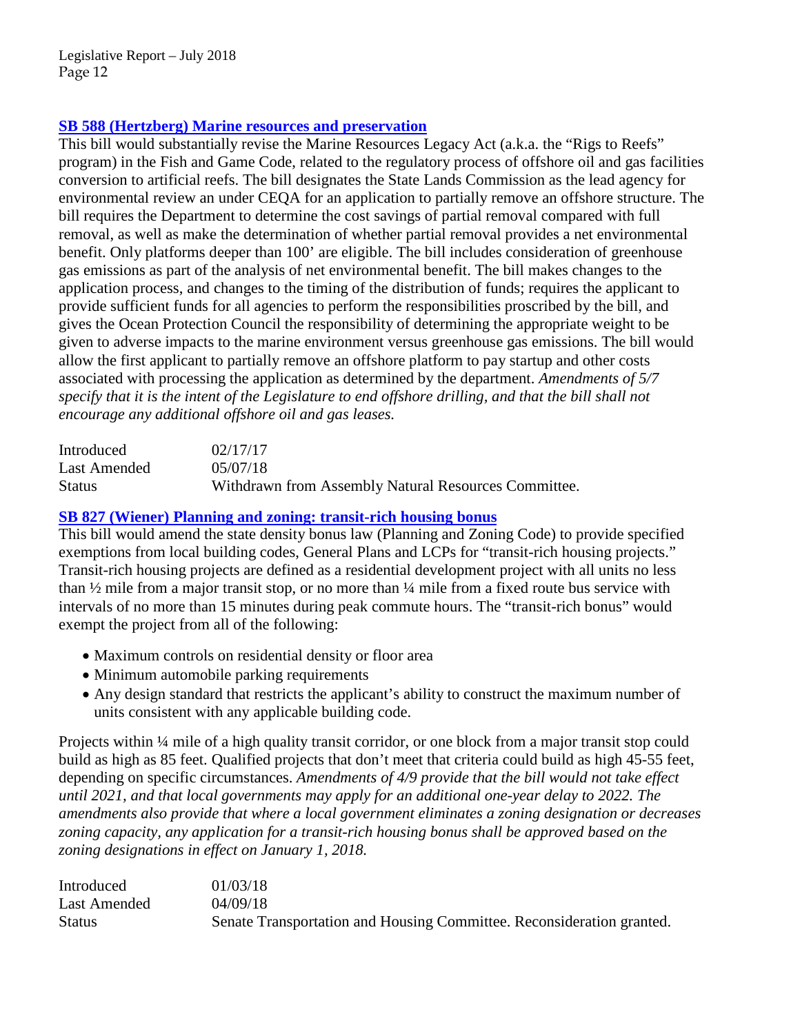### [SB 588 (Hertzberg) Marine resources and preservation]

This bill would substantially revise the Marine Resources Legacy Act (a.k.a. the "Rigs to Reefs" program) in the Fish and Game Code, related to the regulatory process of offshore oil and gas facilities conversion to artificial reefs. The bill designates the State Lands Commission as the lead agency for environmental review an under CEQA for an application to partially remove an offshore structure. The bill requires the Department to determine the cost savings of partial removal compared with full removal, as well as make the determination of whether partial removal provides a net environmental benefit. Only platforms deeper than 100' are eligible. The bill includes consideration of greenhouse gas emissions as part of the analysis of net environmental benefit. The bill makes changes to the application process, and changes to the timing of the distribution of funds; requires the applicant to provide sufficient funds for all agencies to perform the responsibilities proscribed by the bill, and gives the Ocean Protection Council the responsibility of determining the appropriate weight to be given to adverse impacts to the marine environment versus greenhouse gas emissions. The bill would allow the first applicant to partially remove an offshore platform to pay startup and other costs associated with processing the application as determined by the department. *Amendments of 5/7 specify that it is the intent of the Legislature to end offshore drilling, and that the bill shall not encourage any additional offshore oil and gas leases.*

| | |
|---|---|
| Introduced | 02/17/17 |
| Last Amended | 05/07/18 |
| Status | Withdrawn from Assembly Natural Resources Committee. |

### [SB 827 (Wiener) Planning and zoning: transit-rich housing bonus]

This bill would amend the state density bonus law (Planning and Zoning Code) to provide specified exemptions from local building codes, General Plans and LCPs for "transit-rich housing projects." Transit-rich housing projects are defined as a residential development project with all units no less than ½ mile from a major transit stop, or no more than ¼ mile from a fixed route bus service with intervals of no more than 15 minutes during peak commute hours. The "transit-rich bonus" would exempt the project from all of the following:

- Maximum controls on residential density or floor area
- Minimum automobile parking requirements
- Any design standard that restricts the applicant's ability to construct the maximum number of units consistent with any applicable building code.

Projects within ¼ mile of a high quality transit corridor, or one block from a major transit stop could build as high as 85 feet. Qualified projects that don't meet that criteria could build as high 45-55 feet, depending on specific circumstances. *Amendments of 4/9 provide that the bill would not take effect until 2021, and that local governments may apply for an additional one-year delay to 2022. The amendments also provide that where a local government eliminates a zoning designation or decreases zoning capacity, any application for a transit-rich housing bonus shall be approved based on the zoning designations in effect on January 1, 2018.*

| | |
|---|---|
| Introduced | 01/03/18 |
| Last Amended | 04/09/18 |
| Status | Senate Transportation and Housing Committee. Reconsideration granted. |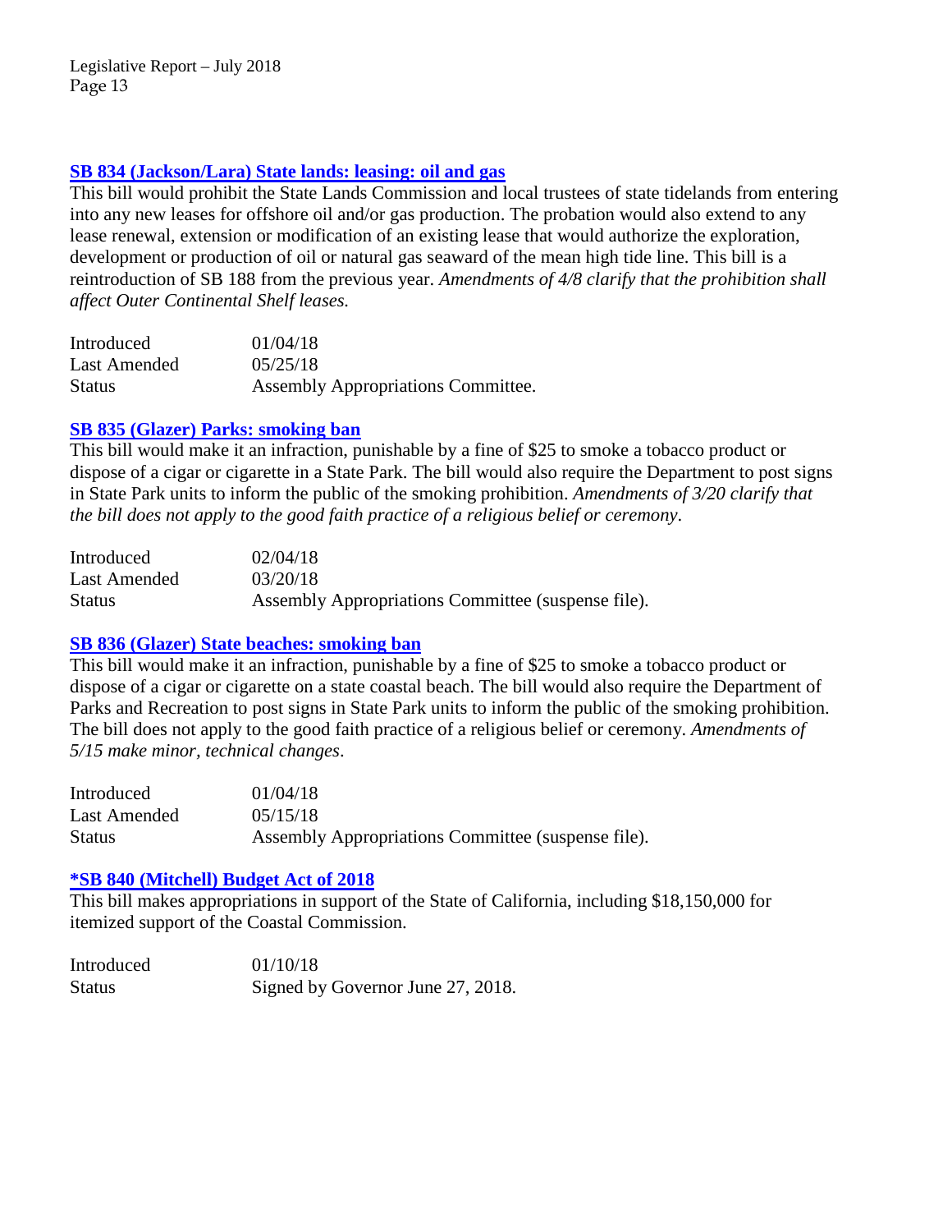### [SB 834 (Jackson/Lara) State lands: leasing: oil and gas]

This bill would prohibit the State Lands Commission and local trustees of state tidelands from entering into any new leases for offshore oil and/or gas production. The probation would also extend to any lease renewal, extension or modification of an existing lease that would authorize the exploration, development or production of oil or natural gas seaward of the mean high tide line. This bill is a reintroduction of SB 188 from the previous year. *Amendments of 4/8 clarify that the prohibition shall affect Outer Continental Shelf leases.*

| | |
|---|---|
| Introduced | 01/04/18 |
| Last Amended | 05/25/18 |
| Status | Assembly Appropriations Committee. |

### [SB 835 (Glazer) Parks: smoking ban]

This bill would make it an infraction, punishable by a fine of $25 to smoke a tobacco product or dispose of a cigar or cigarette in a State Park. The bill would also require the Department to post signs in State Park units to inform the public of the smoking prohibition. *Amendments of 3/20 clarify that the bill does not apply to the good faith practice of a religious belief or ceremony*.

| | |
|---|---|
| Introduced | 02/04/18 |
| Last Amended | 03/20/18 |
| Status | Assembly Appropriations Committee (suspense file). |

### [SB 836 (Glazer) State beaches: smoking ban]

This bill would make it an infraction, punishable by a fine of $25 to smoke a tobacco product or dispose of a cigar or cigarette on a state coastal beach. The bill would also require the Department of Parks and Recreation to post signs in State Park units to inform the public of the smoking prohibition. The bill does not apply to the good faith practice of a religious belief or ceremony. *Amendments of 5/15 make minor, technical changes*.

| | |
|---|---|
| Introduced | 01/04/18 |
| Last Amended | 05/15/18 |
| Status | Assembly Appropriations Committee (suspense file). |

### [*SB 840 (Mitchell) Budget Act of 2018]

This bill makes appropriations in support of the State of California, including $18,150,000 for itemized support of the Coastal Commission.

| | |
|---|---|
| Introduced | 01/10/18 |
| Status | Signed by Governor June 27, 2018. |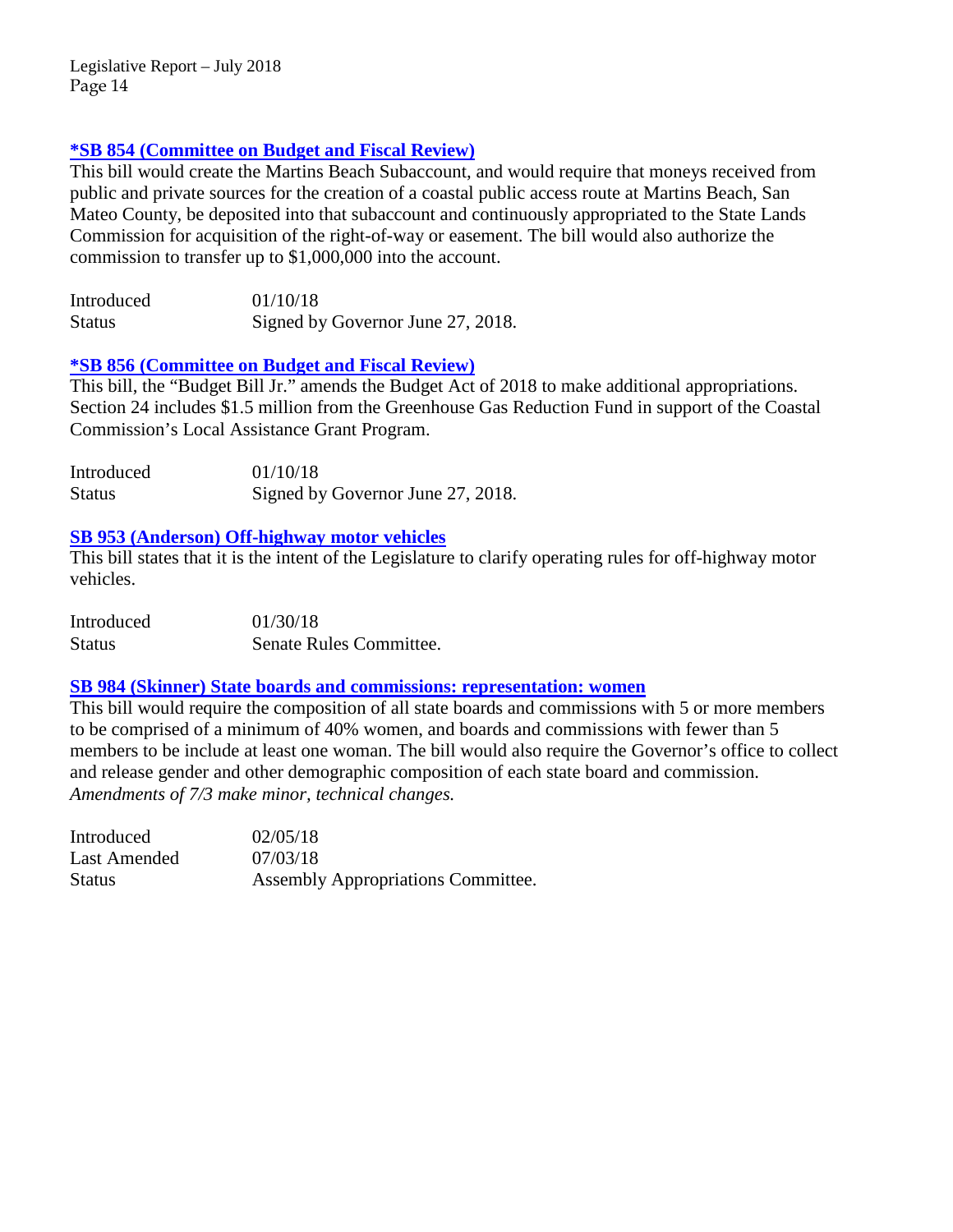### [*SB 854 (Committee on Budget and Fiscal Review)]

This bill would create the Martins Beach Subaccount, and would require that moneys received from public and private sources for the creation of a coastal public access route at Martins Beach, San Mateo County, be deposited into that subaccount and continuously appropriated to the State Lands Commission for acquisition of the right-of-way or easement. The bill would also authorize the commission to transfer up to $1,000,000 into the account.

| | |
|---|---|
| Introduced | 01/10/18 |
| Status | Signed by Governor June 27, 2018. |

### [*SB 856 (Committee on Budget and Fiscal Review)]

This bill, the "Budget Bill Jr." amends the Budget Act of 2018 to make additional appropriations. Section 24 includes $1.5 million from the Greenhouse Gas Reduction Fund in support of the Coastal Commission's Local Assistance Grant Program.

| | |
|---|---|
| Introduced | 01/10/18 |
| Status | Signed by Governor June 27, 2018. |

### [SB 953 (Anderson) Off-highway motor vehicles]

This bill states that it is the intent of the Legislature to clarify operating rules for off-highway motor vehicles.

| | |
|---|---|
| Introduced | 01/30/18 |
| Status | Senate Rules Committee. |

### [SB 984 (Skinner) State boards and commissions: representation: women]

This bill would require the composition of all state boards and commissions with 5 or more members to be comprised of a minimum of 40% women, and boards and commissions with fewer than 5 members to be include at least one woman. The bill would also require the Governor's office to collect and release gender and other demographic composition of each state board and commission.
*Amendments of 7/3 make minor, technical changes.*

| | |
|---|---|
| Introduced | 02/05/18 |
| Last Amended | 07/03/18 |
| Status | Assembly Appropriations Committee. |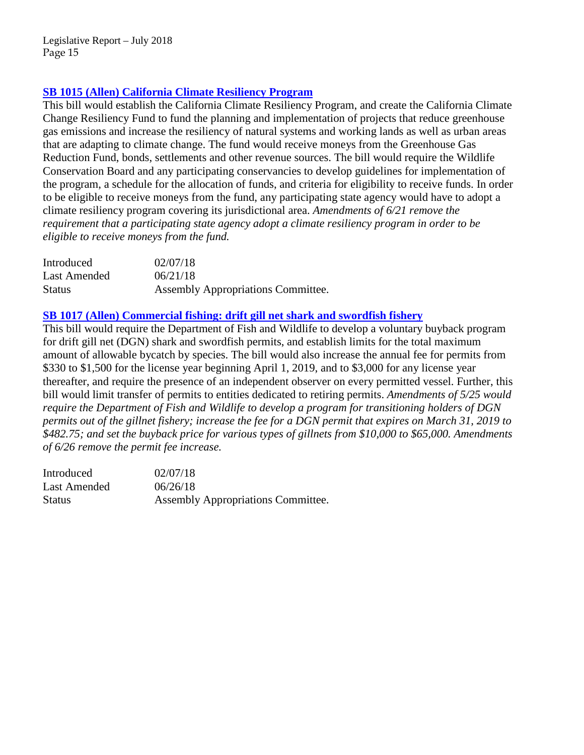### [SB 1015 (Allen) California Climate Resiliency Program]

This bill would establish the California Climate Resiliency Program, and create the California Climate Change Resiliency Fund to fund the planning and implementation of projects that reduce greenhouse gas emissions and increase the resiliency of natural systems and working lands as well as urban areas that are adapting to climate change. The fund would receive moneys from the Greenhouse Gas Reduction Fund, bonds, settlements and other revenue sources. The bill would require the Wildlife Conservation Board and any participating conservancies to develop guidelines for implementation of the program, a schedule for the allocation of funds, and criteria for eligibility to receive funds. In order to be eligible to receive moneys from the fund, any participating state agency would have to adopt a climate resiliency program covering its jurisdictional area. *Amendments of 6/21 remove the requirement that a participating state agency adopt a climate resiliency program in order to be eligible to receive moneys from the fund.*

| | |
|---|---|
| Introduced | 02/07/18 |
| Last Amended | 06/21/18 |
| Status | Assembly Appropriations Committee. |

### [SB 1017 (Allen) Commercial fishing: drift gill net shark and swordfish fishery]

This bill would require the Department of Fish and Wildlife to develop a voluntary buyback program for drift gill net (DGN) shark and swordfish permits, and establish limits for the total maximum amount of allowable bycatch by species. The bill would also increase the annual fee for permits from $330 to $1,500 for the license year beginning April 1, 2019, and to $3,000 for any license year thereafter, and require the presence of an independent observer on every permitted vessel. Further, this bill would limit transfer of permits to entities dedicated to retiring permits. *Amendments of 5/25 would require the Department of Fish and Wildlife to develop a program for transitioning holders of DGN permits out of the gillnet fishery; increase the fee for a DGN permit that expires on March 31, 2019 to $482.75; and set the buyback price for various types of gillnets from $10,000 to $65,000. Amendments of 6/26 remove the permit fee increase.*

| | |
|---|---|
| Introduced | 02/07/18 |
| Last Amended | 06/26/18 |
| Status | Assembly Appropriations Committee. |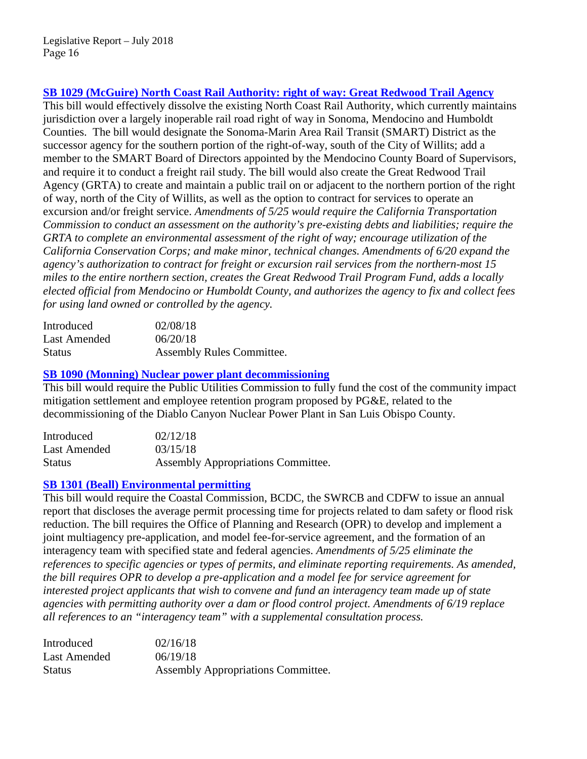### SB 1029 (McGuire) North Coast Rail Authority: right of way: Great Redwood Trail Agency

This bill would effectively dissolve the existing North Coast Rail Authority, which currently maintains jurisdiction over a largely inoperable rail road right of way in Sonoma, Mendocino and Humboldt Counties. The bill would designate the Sonoma-Marin Area Rail Transit (SMART) District as the successor agency for the southern portion of the right-of-way, south of the City of Willits; add a member to the SMART Board of Directors appointed by the Mendocino County Board of Supervisors, and require it to conduct a freight rail study. The bill would also create the Great Redwood Trail Agency (GRTA) to create and maintain a public trail on or adjacent to the northern portion of the right of way, north of the City of Willits, as well as the option to contract for services to operate an excursion and/or freight service. *Amendments of 5/25 would require the California Transportation Commission to conduct an assessment on the authority's pre-existing debts and liabilities; require the GRTA to complete an environmental assessment of the right of way; encourage utilization of the California Conservation Corps; and make minor, technical changes. Amendments of 6/20 expand the agency's authorization to contract for freight or excursion rail services from the northern-most 15 miles to the entire northern section, creates the Great Redwood Trail Program Fund, adds a locally elected official from Mendocino or Humboldt County, and authorizes the agency to fix and collect fees for using land owned or controlled by the agency.*

| | |
|---|---|
| Introduced | 02/08/18 |
| Last Amended | 06/20/18 |
| Status | Assembly Rules Committee. |

### SB 1090 (Monning) Nuclear power plant decommissioning

This bill would require the Public Utilities Commission to fully fund the cost of the community impact mitigation settlement and employee retention program proposed by PG&E, related to the decommissioning of the Diablo Canyon Nuclear Power Plant in San Luis Obispo County.

| | |
|---|---|
| Introduced | 02/12/18 |
| Last Amended | 03/15/18 |
| Status | Assembly Appropriations Committee. |

### SB 1301 (Beall) Environmental permitting

This bill would require the Coastal Commission, BCDC, the SWRCB and CDFW to issue an annual report that discloses the average permit processing time for projects related to dam safety or flood risk reduction. The bill requires the Office of Planning and Research (OPR) to develop and implement a joint multiagency pre-application, and model fee-for-service agreement, and the formation of an interagency team with specified state and federal agencies. *Amendments of 5/25 eliminate the references to specific agencies or types of permits, and eliminate reporting requirements. As amended, the bill requires OPR to develop a pre-application and a model fee for service agreement for interested project applicants that wish to convene and fund an interagency team made up of state agencies with permitting authority over a dam or flood control project. Amendments of 6/19 replace all references to an "interagency team" with a supplemental consultation process.*

| | |
|---|---|
| Introduced | 02/16/18 |
| Last Amended | 06/19/18 |
| Status | Assembly Appropriations Committee. |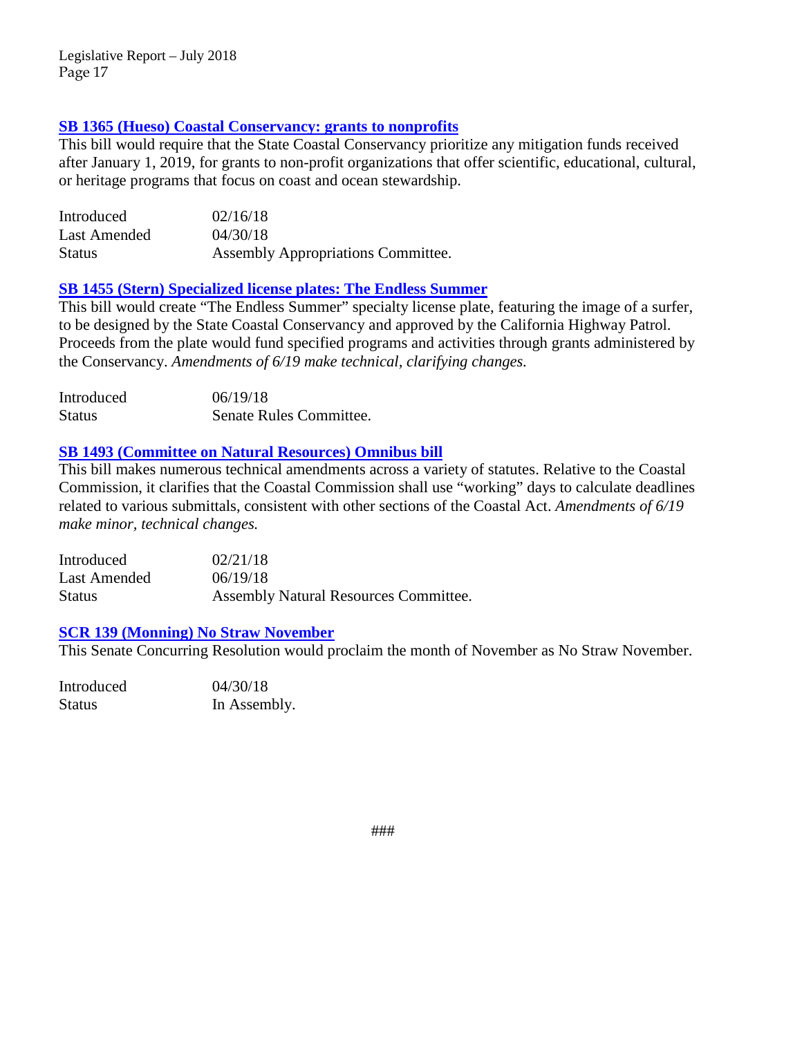**SB 1365 (Hueso) Coastal Conservancy: grants to nonprofits**

This bill would require that the State Coastal Conservancy prioritize any mitigation funds received after January 1, 2019, for grants to non-profit organizations that offer scientific, educational, cultural, or heritage programs that focus on coast and ocean stewardship.

| | |
|---|---|
| Introduced | 02/16/18 |
| Last Amended | 04/30/18 |
| Status | Assembly Appropriations Committee. |

**SB 1455 (Stern) Specialized license plates: The Endless Summer**

This bill would create "The Endless Summer" specialty license plate, featuring the image of a surfer, to be designed by the State Coastal Conservancy and approved by the California Highway Patrol. Proceeds from the plate would fund specified programs and activities through grants administered by the Conservancy. *Amendments of 6/19 make technical, clarifying changes.*

| | |
|---|---|
| Introduced | 06/19/18 |
| Status | Senate Rules Committee. |

**SB 1493 (Committee on Natural Resources) Omnibus bill**

This bill makes numerous technical amendments across a variety of statutes. Relative to the Coastal Commission, it clarifies that the Coastal Commission shall use "working" days to calculate deadlines related to various submittals, consistent with other sections of the Coastal Act. *Amendments of 6/19 make minor, technical changes.*

| | |
|---|---|
| Introduced | 02/21/18 |
| Last Amended | 06/19/18 |
| Status | Assembly Natural Resources Committee. |

**SCR 139 (Monning) No Straw November**

This Senate Concurring Resolution would proclaim the month of November as No Straw November.

| | |
|---|---|
| Introduced | 04/30/18 |
| Status | In Assembly. |

###